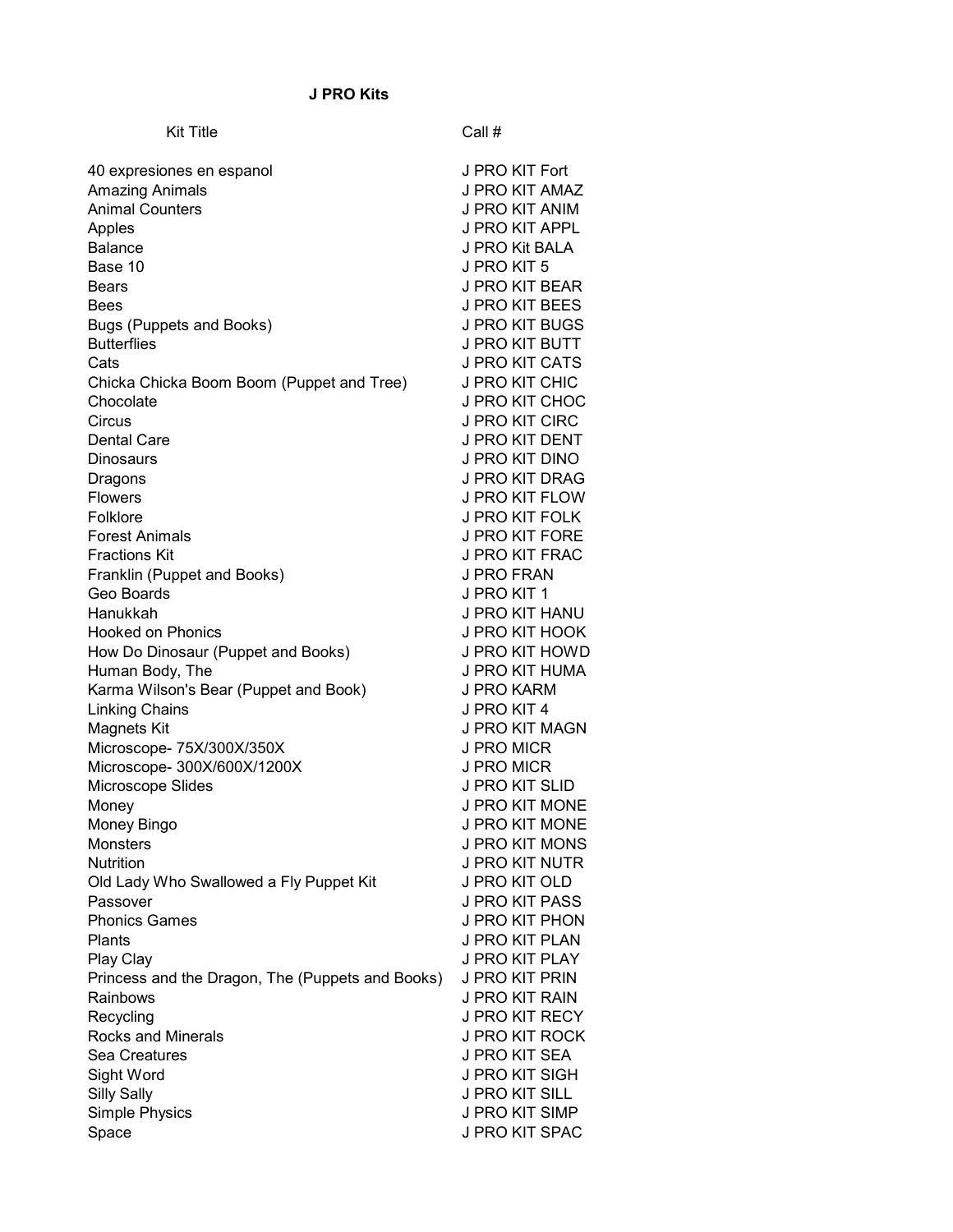# J PRO Kits

| Kit Title | Call # |
|---|---|
| 40 expresiones en espanol | J PRO KIT Fort |
| Amazing Animals | J PRO KIT AMAZ |
| Animal Counters | J PRO KIT ANIM |
| Apples | J PRO KIT APPL |
| Balance | J PRO Kit BALA |
| Base 10 | J PRO KIT 5 |
| Bears | J PRO KIT BEAR |
| Bees | J PRO KIT BEES |
| Bugs (Puppets and Books) | J PRO KIT BUGS |
| Butterflies | J PRO KIT BUTT |
| Cats | J PRO KIT CATS |
| Chicka Chicka Boom Boom (Puppet and Tree) | J PRO KIT CHIC |
| Chocolate | J PRO KIT CHOC |
| Circus | J PRO KIT CIRC |
| Dental Care | J PRO KIT DENT |
| Dinosaurs | J PRO KIT DINO |
| Dragons | J PRO KIT DRAG |
| Flowers | J PRO KIT FLOW |
| Folklore | J PRO KIT FOLK |
| Forest Animals | J PRO KIT FORE |
| Fractions Kit | J PRO KIT FRAC |
| Franklin (Puppet and Books) | J PRO FRAN |
| Geo Boards | J PRO KIT 1 |
| Hanukkah | J PRO KIT HANU |
| Hooked on Phonics | J PRO KIT HOOK |
| How Do Dinosaur (Puppet and Books) | J PRO KIT HOWD |
| Human Body, The | J PRO KIT HUMA |
| Karma Wilson's Bear (Puppet and Book) | J PRO KARM |
| Linking Chains | J PRO KIT 4 |
| Magnets Kit | J PRO KIT MAGN |
| Microscope- 75X/300X/350X | J PRO MICR |
| Microscope- 300X/600X/1200X | J PRO MICR |
| Microscope Slides | J PRO KIT SLID |
| Money | J PRO KIT MONE |
| Money Bingo | J PRO KIT MONE |
| Monsters | J PRO KIT MONS |
| Nutrition | J PRO KIT NUTR |
| Old Lady Who Swallowed a Fly Puppet Kit | J PRO KIT OLD |
| Passover | J PRO KIT PASS |
| Phonics Games | J PRO KIT PHON |
| Plants | J PRO KIT PLAN |
| Play Clay | J PRO KIT PLAY |
| Princess and the Dragon, The (Puppets and Books) | J PRO KIT PRIN |
| Rainbows | J PRO KIT RAIN |
| Recycling | J PRO KIT RECY |
| Rocks and Minerals | J PRO KIT ROCK |
| Sea Creatures | J PRO KIT SEA |
| Sight Word | J PRO KIT SIGH |
| Silly Sally | J PRO KIT SILL |
| Simple Physics | J PRO KIT SIMP |
| Space | J PRO KIT SPAC |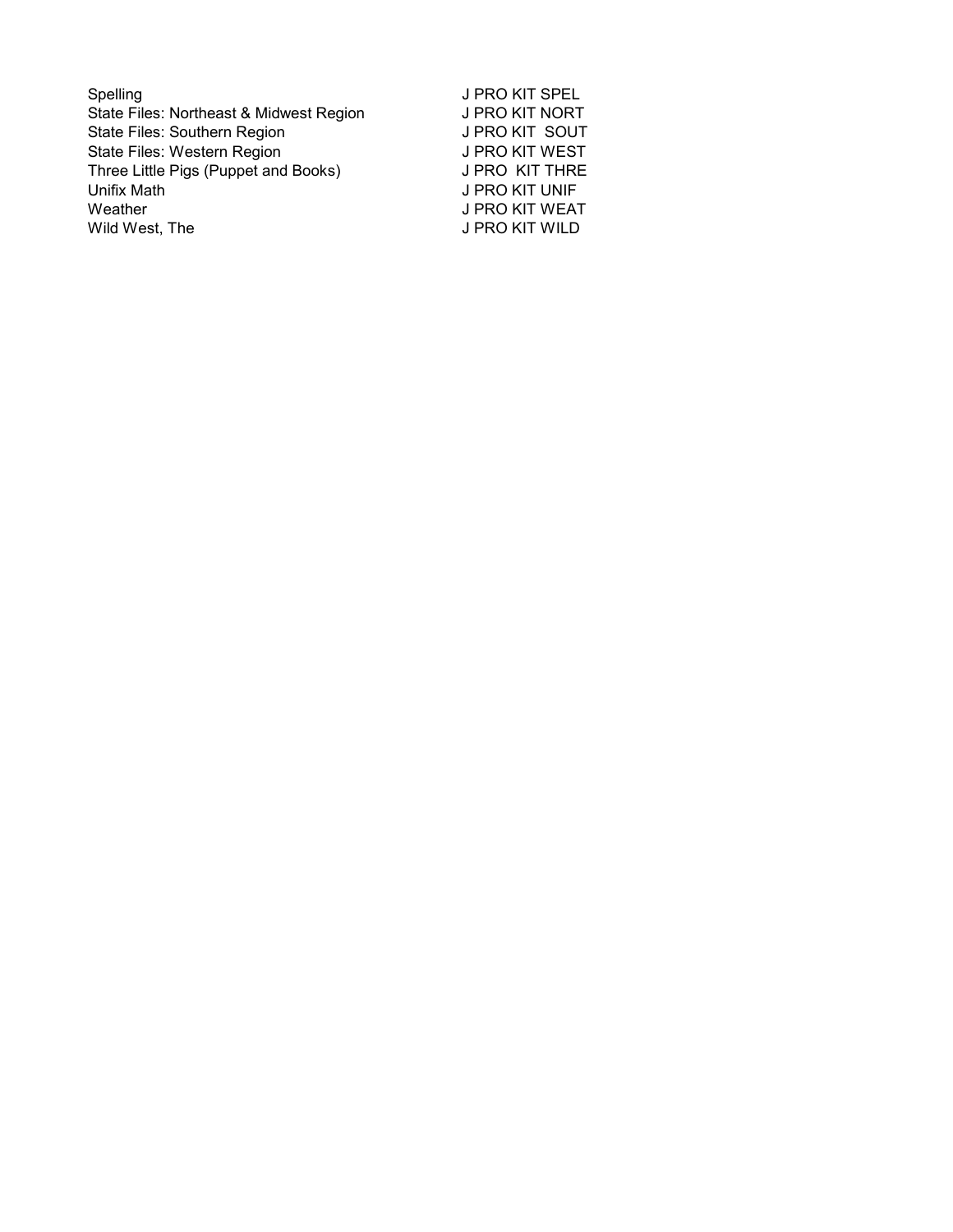| | |
|---|---|
| Spelling | J PRO KIT SPEL |
| State Files: Northeast & Midwest Region | J PRO KIT NORT |
| State Files: Southern Region | J PRO KIT SOUT |
| State Files: Western Region | J PRO KIT WEST |
| Three Little Pigs (Puppet and Books) | J PRO KIT THRE |
| Unifix Math | J PRO KIT UNIF |
| Weather | J PRO KIT WEAT |
| Wild West, The | J PRO KIT WILD |